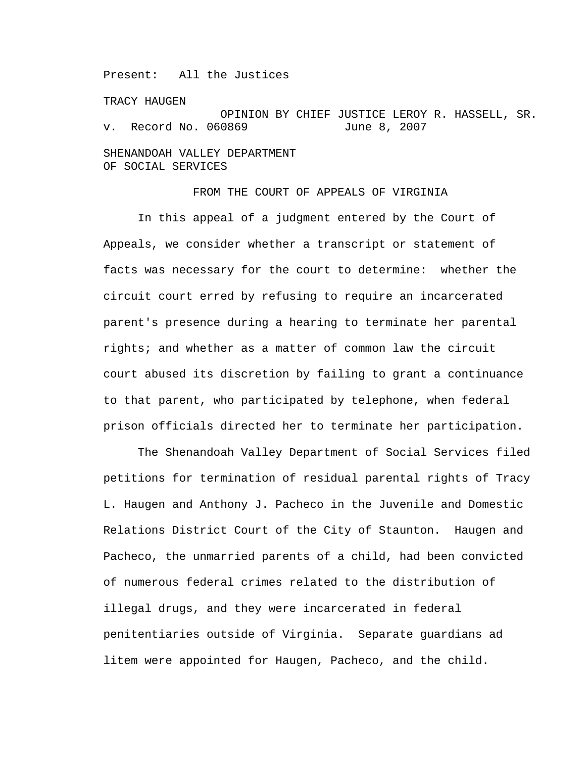Present: All the Justices

TRACY HAUGEN

OPINION BY CHIEF JUSTICE LEROY R. HASSELL, SR.

v. Record No. 060869 June 8, 2007

SHENANDOAH VALLEY DEPARTMENT
OF SOCIAL SERVICES

FROM THE COURT OF APPEALS OF VIRGINIA

In this appeal of a judgment entered by the Court of Appeals, we consider whether a transcript or statement of facts was necessary for the court to determine: whether the circuit court erred by refusing to require an incarcerated parent's presence during a hearing to terminate her parental rights; and whether as a matter of common law the circuit court abused its discretion by failing to grant a continuance to that parent, who participated by telephone, when federal prison officials directed her to terminate her participation.

The Shenandoah Valley Department of Social Services filed petitions for termination of residual parental rights of Tracy L. Haugen and Anthony J. Pacheco in the Juvenile and Domestic Relations District Court of the City of Staunton. Haugen and Pacheco, the unmarried parents of a child, had been convicted of numerous federal crimes related to the distribution of illegal drugs, and they were incarcerated in federal penitentiaries outside of Virginia. Separate guardians ad litem were appointed for Haugen, Pacheco, and the child.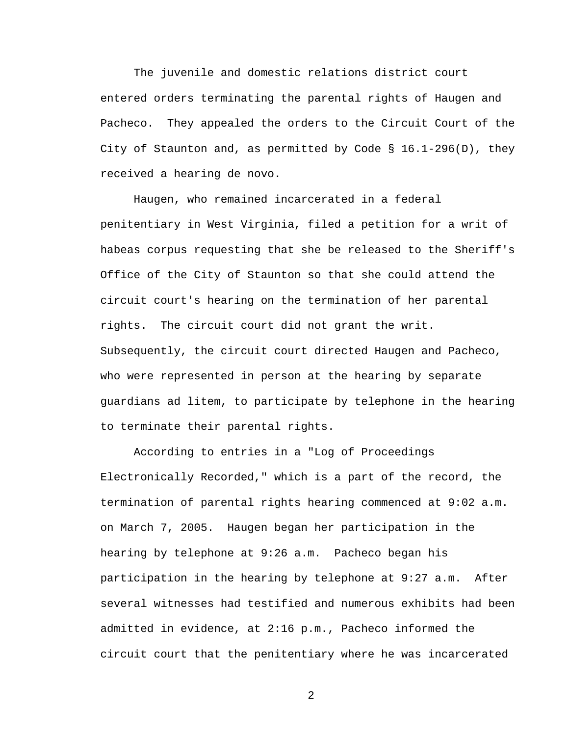The juvenile and domestic relations district court entered orders terminating the parental rights of Haugen and Pacheco. They appealed the orders to the Circuit Court of the City of Staunton and, as permitted by Code § 16.1-296(D), they received a hearing de novo.

Haugen, who remained incarcerated in a federal penitentiary in West Virginia, filed a petition for a writ of habeas corpus requesting that she be released to the Sheriff's Office of the City of Staunton so that she could attend the circuit court's hearing on the termination of her parental rights. The circuit court did not grant the writ. Subsequently, the circuit court directed Haugen and Pacheco, who were represented in person at the hearing by separate guardians ad litem, to participate by telephone in the hearing to terminate their parental rights.

According to entries in a "Log of Proceedings Electronically Recorded," which is a part of the record, the termination of parental rights hearing commenced at 9:02 a.m. on March 7, 2005. Haugen began her participation in the hearing by telephone at 9:26 a.m. Pacheco began his participation in the hearing by telephone at 9:27 a.m. After several witnesses had testified and numerous exhibits had been admitted in evidence, at 2:16 p.m., Pacheco informed the circuit court that the penitentiary where he was incarcerated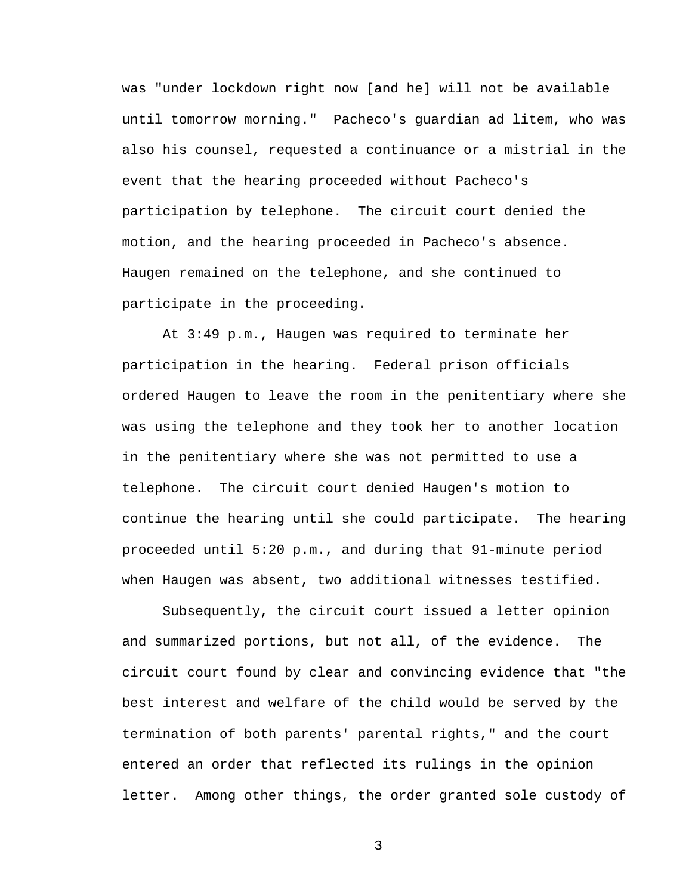was "under lockdown right now [and he] will not be available until tomorrow morning." Pacheco's guardian ad litem, who was also his counsel, requested a continuance or a mistrial in the event that the hearing proceeded without Pacheco's participation by telephone. The circuit court denied the motion, and the hearing proceeded in Pacheco's absence. Haugen remained on the telephone, and she continued to participate in the proceeding.

At 3:49 p.m., Haugen was required to terminate her participation in the hearing. Federal prison officials ordered Haugen to leave the room in the penitentiary where she was using the telephone and they took her to another location in the penitentiary where she was not permitted to use a telephone. The circuit court denied Haugen's motion to continue the hearing until she could participate. The hearing proceeded until 5:20 p.m., and during that 91-minute period when Haugen was absent, two additional witnesses testified.

Subsequently, the circuit court issued a letter opinion and summarized portions, but not all, of the evidence. The circuit court found by clear and convincing evidence that "the best interest and welfare of the child would be served by the termination of both parents' parental rights," and the court entered an order that reflected its rulings in the opinion letter. Among other things, the order granted sole custody of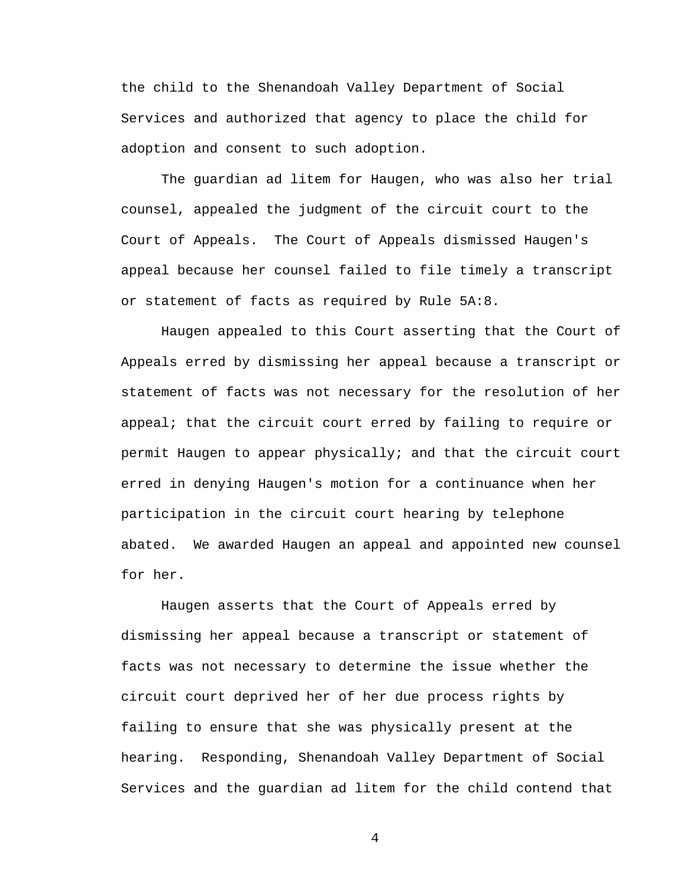the child to the Shenandoah Valley Department of Social Services and authorized that agency to place the child for adoption and consent to such adoption.

The guardian ad litem for Haugen, who was also her trial counsel, appealed the judgment of the circuit court to the Court of Appeals. The Court of Appeals dismissed Haugen's appeal because her counsel failed to file timely a transcript or statement of facts as required by Rule 5A:8.

Haugen appealed to this Court asserting that the Court of Appeals erred by dismissing her appeal because a transcript or statement of facts was not necessary for the resolution of her appeal; that the circuit court erred by failing to require or permit Haugen to appear physically; and that the circuit court erred in denying Haugen's motion for a continuance when her participation in the circuit court hearing by telephone abated. We awarded Haugen an appeal and appointed new counsel for her.

Haugen asserts that the Court of Appeals erred by dismissing her appeal because a transcript or statement of facts was not necessary to determine the issue whether the circuit court deprived her of her due process rights by failing to ensure that she was physically present at the hearing. Responding, Shenandoah Valley Department of Social Services and the guardian ad litem for the child contend that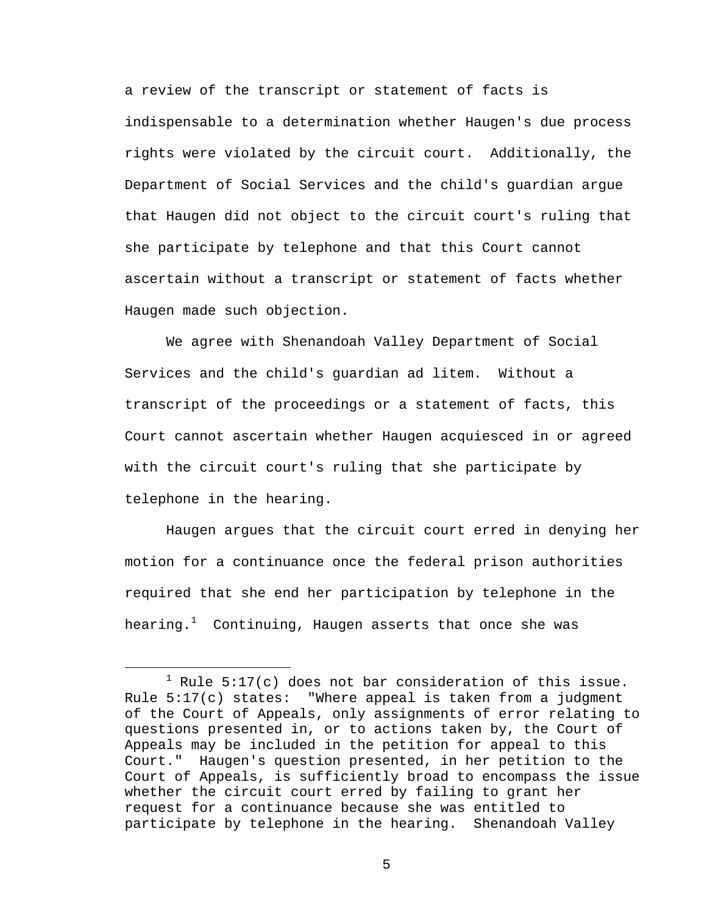a review of the transcript or statement of facts is indispensable to a determination whether Haugen's due process rights were violated by the circuit court. Additionally, the Department of Social Services and the child's guardian argue that Haugen did not object to the circuit court's ruling that she participate by telephone and that this Court cannot ascertain without a transcript or statement of facts whether Haugen made such objection.

We agree with Shenandoah Valley Department of Social Services and the child's guardian ad litem. Without a transcript of the proceedings or a statement of facts, this Court cannot ascertain whether Haugen acquiesced in or agreed with the circuit court's ruling that she participate by telephone in the hearing.

Haugen argues that the circuit court erred in denying her motion for a continuance once the federal prison authorities required that she end her participation by telephone in the hearing.[1] Continuing, Haugen asserts that once she was

---

[1] Rule 5:17(c) does not bar consideration of this issue. Rule 5:17(c) states: "Where appeal is taken from a judgment of the Court of Appeals, only assignments of error relating to questions presented in, or to actions taken by, the Court of Appeals may be included in the petition for appeal to this Court." Haugen's question presented, in her petition to the Court of Appeals, is sufficiently broad to encompass the issue whether the circuit court erred by failing to grant her request for a continuance because she was entitled to participate by telephone in the hearing. Shenandoah Valley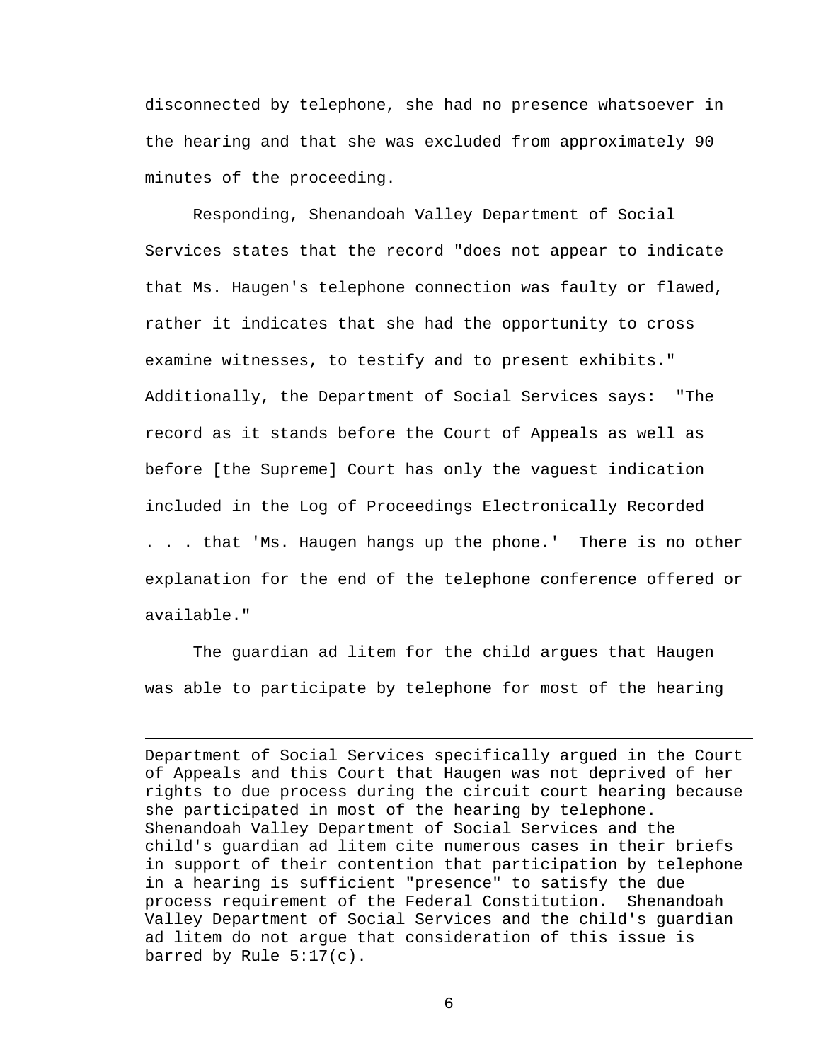disconnected by telephone, she had no presence whatsoever in the hearing and that she was excluded from approximately 90 minutes of the proceeding.

Responding, Shenandoah Valley Department of Social Services states that the record "does not appear to indicate that Ms. Haugen's telephone connection was faulty or flawed, rather it indicates that she had the opportunity to cross examine witnesses, to testify and to present exhibits." Additionally, the Department of Social Services says: "The record as it stands before the Court of Appeals as well as before [the Supreme] Court has only the vaguest indication included in the Log of Proceedings Electronically Recorded . . . that 'Ms. Haugen hangs up the phone.' There is no other explanation for the end of the telephone conference offered or available."

The guardian ad litem for the child argues that Haugen was able to participate by telephone for most of the hearing

---

Department of Social Services specifically argued in the Court of Appeals and this Court that Haugen was not deprived of her rights to due process during the circuit court hearing because she participated in most of the hearing by telephone. Shenandoah Valley Department of Social Services and the child's guardian ad litem cite numerous cases in their briefs in support of their contention that participation by telephone in a hearing is sufficient "presence" to satisfy the due process requirement of the Federal Constitution. Shenandoah Valley Department of Social Services and the child's guardian ad litem do not argue that consideration of this issue is barred by Rule 5:17(c).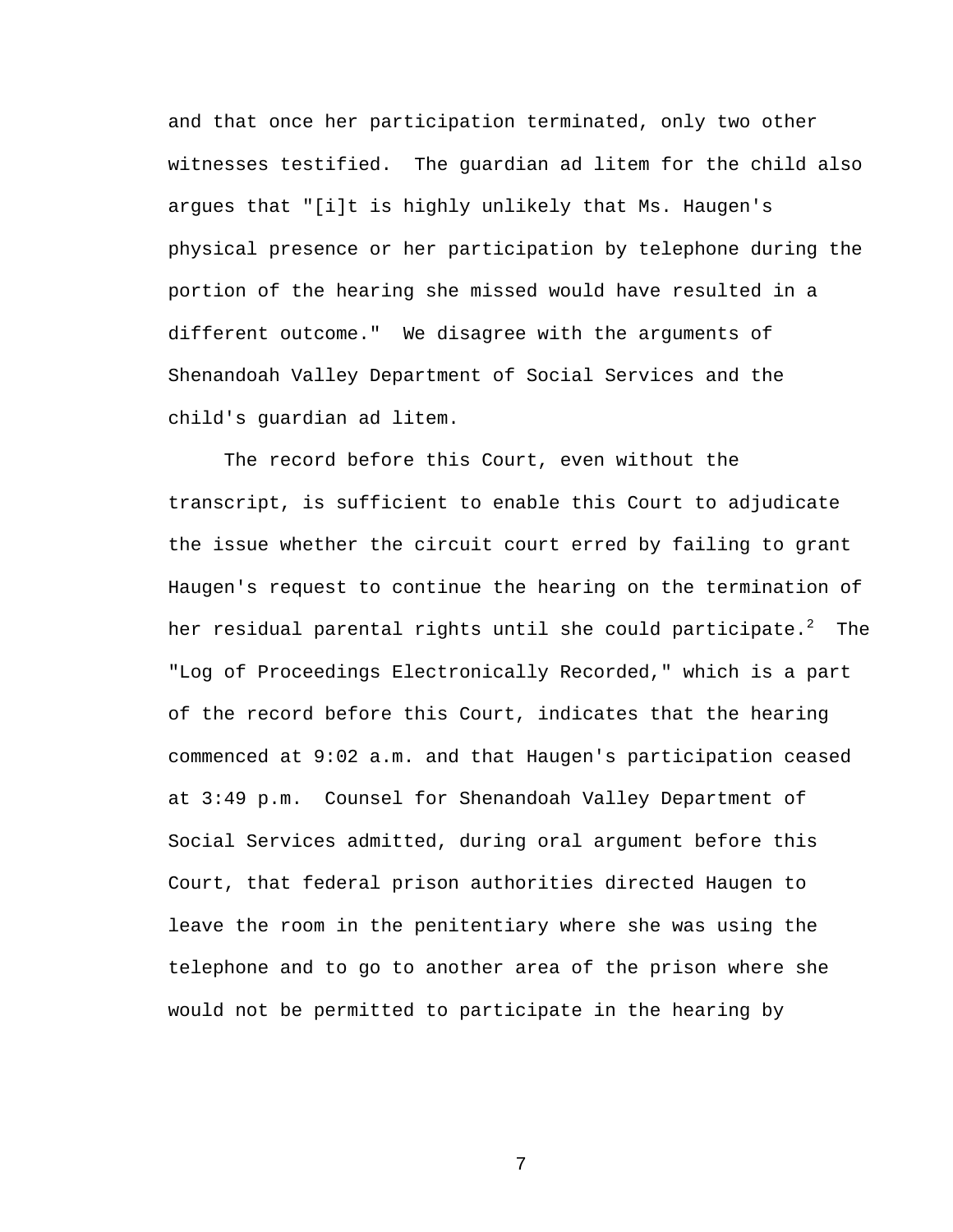and that once her participation terminated, only two other witnesses testified. The guardian ad litem for the child also argues that "[i]t is highly unlikely that Ms. Haugen's physical presence or her participation by telephone during the portion of the hearing she missed would have resulted in a different outcome." We disagree with the arguments of Shenandoah Valley Department of Social Services and the child's guardian ad litem.

The record before this Court, even without the transcript, is sufficient to enable this Court to adjudicate the issue whether the circuit court erred by failing to grant Haugen's request to continue the hearing on the termination of her residual parental rights until she could participate.[2] The "Log of Proceedings Electronically Recorded," which is a part of the record before this Court, indicates that the hearing commenced at 9:02 a.m. and that Haugen's participation ceased at 3:49 p.m. Counsel for Shenandoah Valley Department of Social Services admitted, during oral argument before this Court, that federal prison authorities directed Haugen to leave the room in the penitentiary where she was using the telephone and to go to another area of the prison where she would not be permitted to participate in the hearing by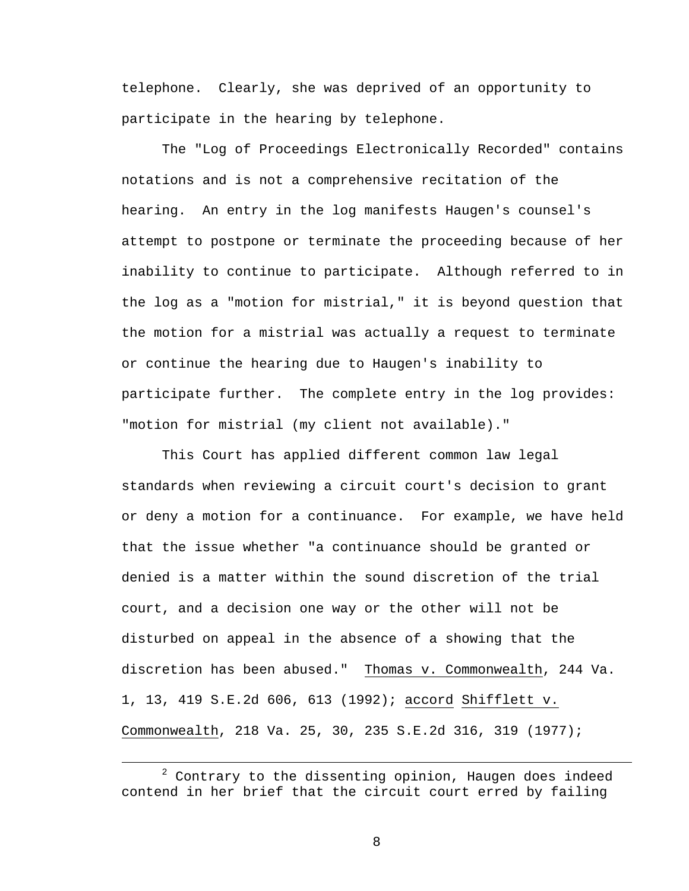telephone. Clearly, she was deprived of an opportunity to participate in the hearing by telephone.

The "Log of Proceedings Electronically Recorded" contains notations and is not a comprehensive recitation of the hearing. An entry in the log manifests Haugen's counsel's attempt to postpone or terminate the proceeding because of her inability to continue to participate. Although referred to in the log as a "motion for mistrial," it is beyond question that the motion for a mistrial was actually a request to terminate or continue the hearing due to Haugen's inability to participate further. The complete entry in the log provides: "motion for mistrial (my client not available)."

This Court has applied different common law legal standards when reviewing a circuit court's decision to grant or deny a motion for a continuance. For example, we have held that the issue whether "a continuance should be granted or denied is a matter within the sound discretion of the trial court, and a decision one way or the other will not be disturbed on appeal in the absence of a showing that the discretion has been abused." Thomas v. Commonwealth, 244 Va. 1, 13, 419 S.E.2d 606, 613 (1992); accord Shifflett v. Commonwealth, 218 Va. 25, 30, 235 S.E.2d 316, 319 (1977);

[2] Contrary to the dissenting opinion, Haugen does indeed contend in her brief that the circuit court erred by failing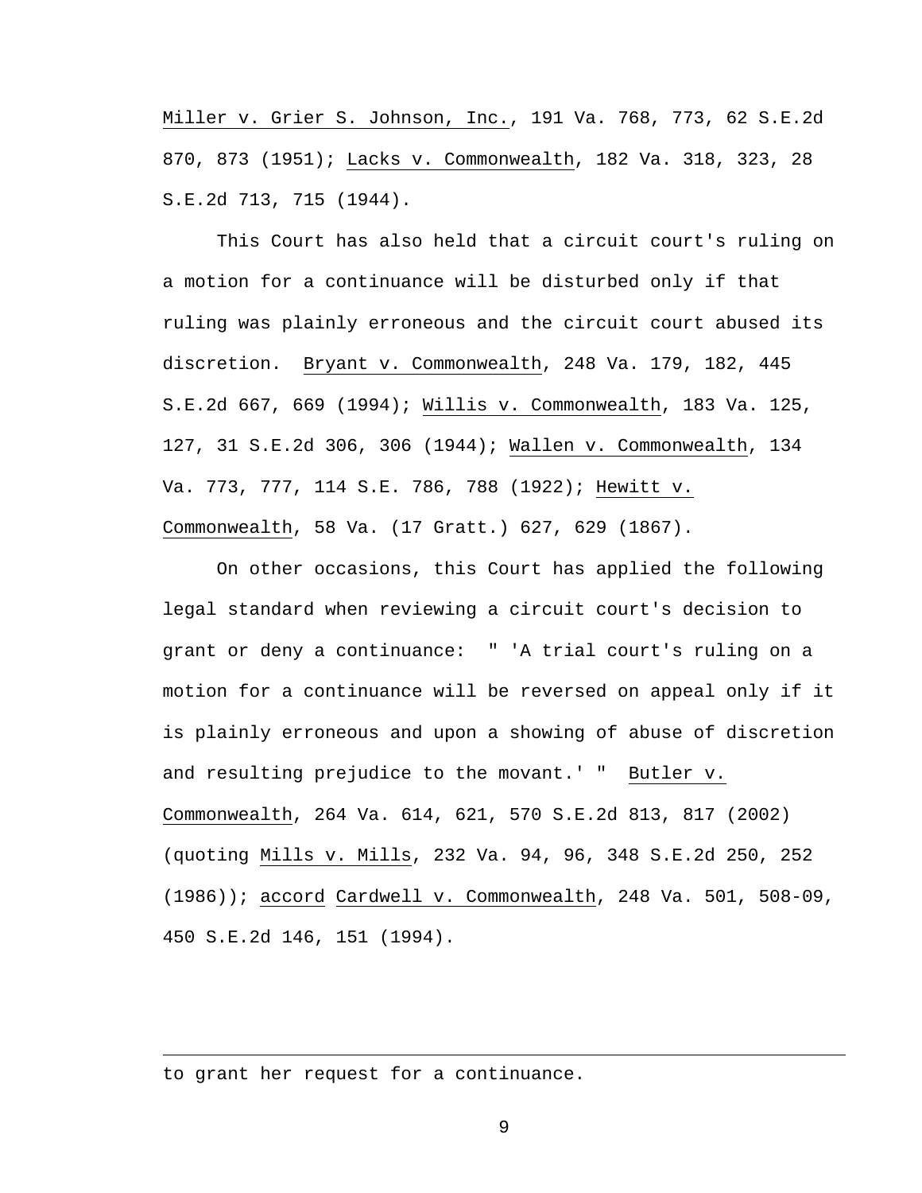Miller v. Grier S. Johnson, Inc., 191 Va. 768, 773, 62 S.E.2d 870, 873 (1951); Lacks v. Commonwealth, 182 Va. 318, 323, 28 S.E.2d 713, 715 (1944).

This Court has also held that a circuit court's ruling on a motion for a continuance will be disturbed only if that ruling was plainly erroneous and the circuit court abused its discretion. Bryant v. Commonwealth, 248 Va. 179, 182, 445 S.E.2d 667, 669 (1994); Willis v. Commonwealth, 183 Va. 125, 127, 31 S.E.2d 306, 306 (1944); Wallen v. Commonwealth, 134 Va. 773, 777, 114 S.E. 786, 788 (1922); Hewitt v. Commonwealth, 58 Va. (17 Gratt.) 627, 629 (1867).

On other occasions, this Court has applied the following legal standard when reviewing a circuit court's decision to grant or deny a continuance: " 'A trial court's ruling on a motion for a continuance will be reversed on appeal only if it is plainly erroneous and upon a showing of abuse of discretion and resulting prejudice to the movant.' " Butler v. Commonwealth, 264 Va. 614, 621, 570 S.E.2d 813, 817 (2002) (quoting Mills v. Mills, 232 Va. 94, 96, 348 S.E.2d 250, 252 (1986)); accord Cardwell v. Commonwealth, 248 Va. 501, 508-09, 450 S.E.2d 146, 151 (1994).

---

to grant her request for a continuance.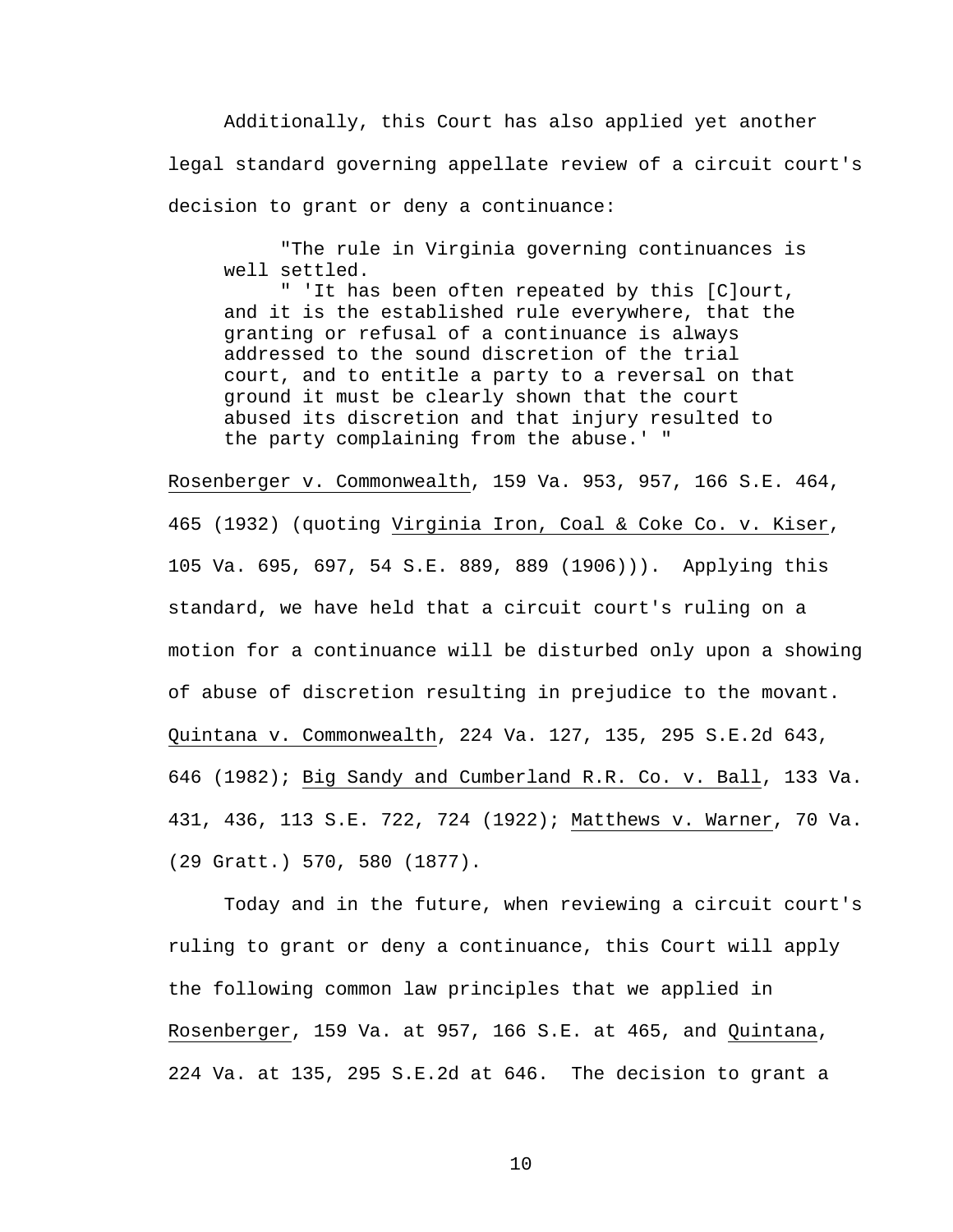Additionally, this Court has also applied yet another legal standard governing appellate review of a circuit court's decision to grant or deny a continuance:

> "The rule in Virginia governing continuances is well settled.
>
> " 'It has been often repeated by this [C]ourt, and it is the established rule everywhere, that the granting or refusal of a continuance is always addressed to the sound discretion of the trial court, and to entitle a party to a reversal on that ground it must be clearly shown that the court abused its discretion and that injury resulted to the party complaining from the abuse.' "

Rosenberger v. Commonwealth, 159 Va. 953, 957, 166 S.E. 464, 465 (1932) (quoting Virginia Iron, Coal & Coke Co. v. Kiser, 105 Va. 695, 697, 54 S.E. 889, 889 (1906))). Applying this standard, we have held that a circuit court's ruling on a motion for a continuance will be disturbed only upon a showing of abuse of discretion resulting in prejudice to the movant. Quintana v. Commonwealth, 224 Va. 127, 135, 295 S.E.2d 643, 646 (1982); Big Sandy and Cumberland R.R. Co. v. Ball, 133 Va. 431, 436, 113 S.E. 722, 724 (1922); Matthews v. Warner, 70 Va. (29 Gratt.) 570, 580 (1877).

Today and in the future, when reviewing a circuit court's ruling to grant or deny a continuance, this Court will apply the following common law principles that we applied in Rosenberger, 159 Va. at 957, 166 S.E. at 465, and Quintana, 224 Va. at 135, 295 S.E.2d at 646. The decision to grant a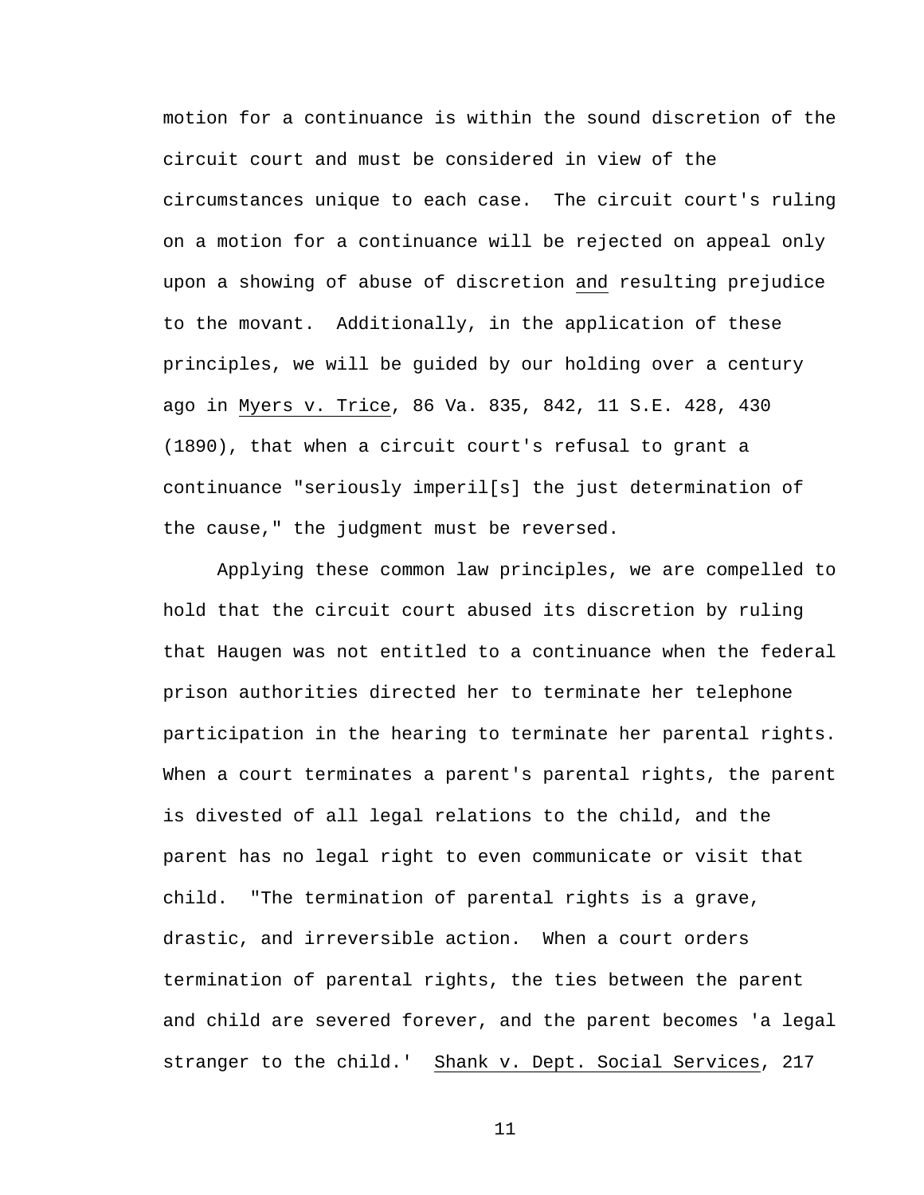motion for a continuance is within the sound discretion of the circuit court and must be considered in view of the circumstances unique to each case. The circuit court's ruling on a motion for a continuance will be rejected on appeal only upon a showing of abuse of discretion <u>and</u> resulting prejudice to the movant. Additionally, in the application of these principles, we will be guided by our holding over a century ago in <u>Myers v. Trice</u>, 86 Va. 835, 842, 11 S.E. 428, 430 (1890), that when a circuit court's refusal to grant a continuance "seriously imperil[s] the just determination of the cause," the judgment must be reversed.

Applying these common law principles, we are compelled to hold that the circuit court abused its discretion by ruling that Haugen was not entitled to a continuance when the federal prison authorities directed her to terminate her telephone participation in the hearing to terminate her parental rights. When a court terminates a parent's parental rights, the parent is divested of all legal relations to the child, and the parent has no legal right to even communicate or visit that child. "The termination of parental rights is a grave, drastic, and irreversible action. When a court orders termination of parental rights, the ties between the parent and child are severed forever, and the parent becomes 'a legal stranger to the child.' <u>Shank v. Dept. Social Services</u>, 217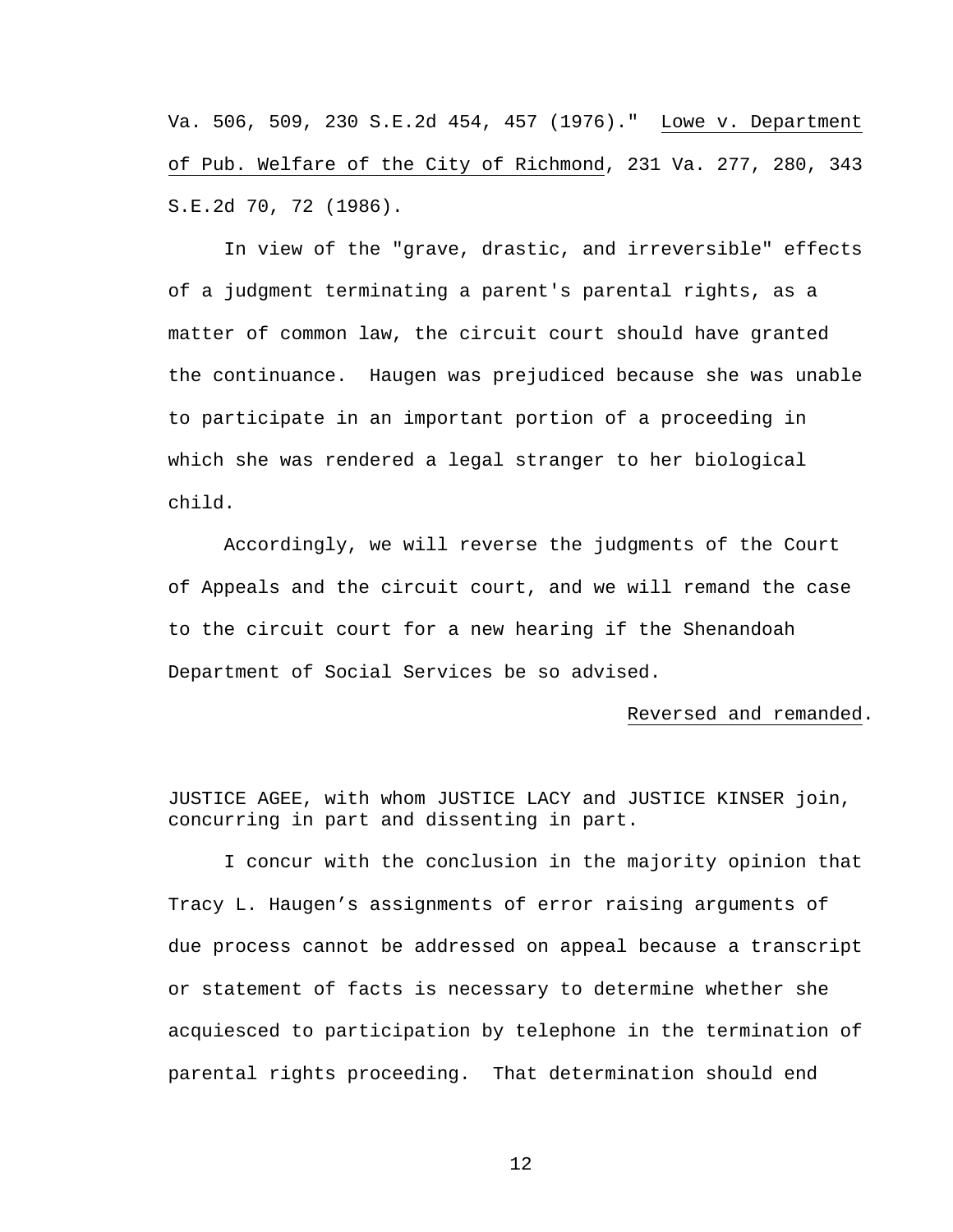Va. 506, 509, 230 S.E.2d 454, 457 (1976)." Lowe v. Department of Pub. Welfare of the City of Richmond, 231 Va. 277, 280, 343 S.E.2d 70, 72 (1986).

In view of the "grave, drastic, and irreversible" effects of a judgment terminating a parent's parental rights, as a matter of common law, the circuit court should have granted the continuance. Haugen was prejudiced because she was unable to participate in an important portion of a proceeding in which she was rendered a legal stranger to her biological child.

Accordingly, we will reverse the judgments of the Court of Appeals and the circuit court, and we will remand the case to the circuit court for a new hearing if the Shenandoah Department of Social Services be so advised.

Reversed and remanded.

JUSTICE AGEE, with whom JUSTICE LACY and JUSTICE KINSER join, concurring in part and dissenting in part.

I concur with the conclusion in the majority opinion that Tracy L. Haugen's assignments of error raising arguments of due process cannot be addressed on appeal because a transcript or statement of facts is necessary to determine whether she acquiesced to participation by telephone in the termination of parental rights proceeding. That determination should end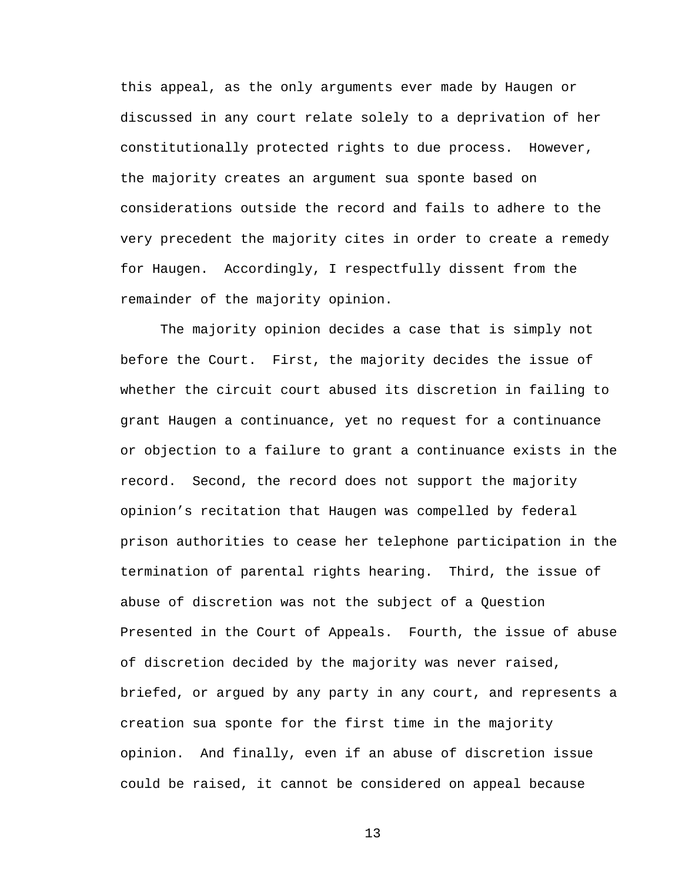this appeal, as the only arguments ever made by Haugen or discussed in any court relate solely to a deprivation of her constitutionally protected rights to due process. However, the majority creates an argument sua sponte based on considerations outside the record and fails to adhere to the very precedent the majority cites in order to create a remedy for Haugen. Accordingly, I respectfully dissent from the remainder of the majority opinion.

The majority opinion decides a case that is simply not before the Court. First, the majority decides the issue of whether the circuit court abused its discretion in failing to grant Haugen a continuance, yet no request for a continuance or objection to a failure to grant a continuance exists in the record. Second, the record does not support the majority opinion's recitation that Haugen was compelled by federal prison authorities to cease her telephone participation in the termination of parental rights hearing. Third, the issue of abuse of discretion was not the subject of a Question Presented in the Court of Appeals. Fourth, the issue of abuse of discretion decided by the majority was never raised, briefed, or argued by any party in any court, and represents a creation sua sponte for the first time in the majority opinion. And finally, even if an abuse of discretion issue could be raised, it cannot be considered on appeal because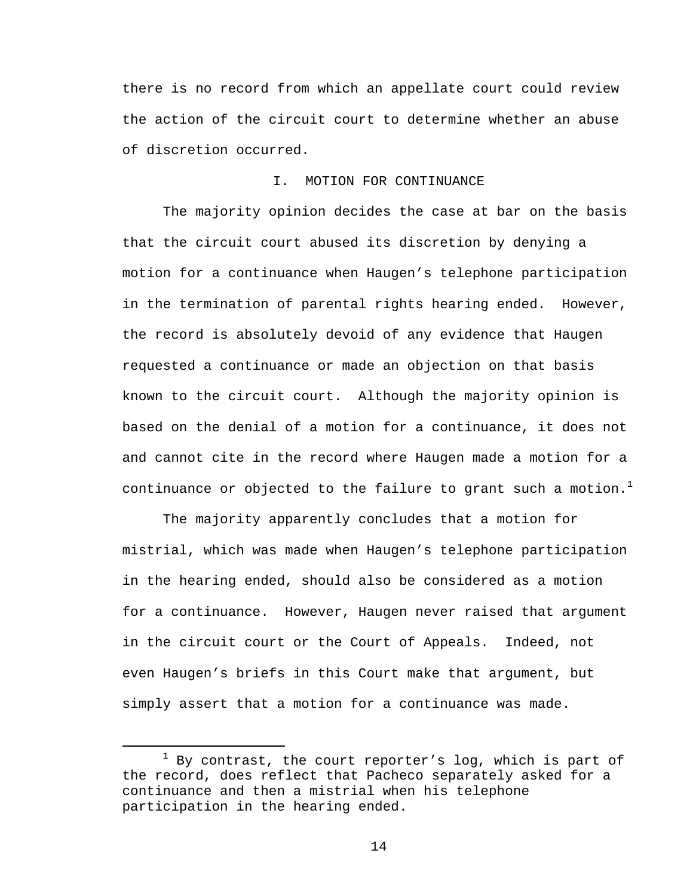there is no record from which an appellate court could review the action of the circuit court to determine whether an abuse of discretion occurred.

## I. MOTION FOR CONTINUANCE

The majority opinion decides the case at bar on the basis that the circuit court abused its discretion by denying a motion for a continuance when Haugen's telephone participation in the termination of parental rights hearing ended. However, the record is absolutely devoid of any evidence that Haugen requested a continuance or made an objection on that basis known to the circuit court. Although the majority opinion is based on the denial of a motion for a continuance, it does not and cannot cite in the record where Haugen made a motion for a continuance or objected to the failure to grant such a motion.[1]

The majority apparently concludes that a motion for mistrial, which was made when Haugen's telephone participation in the hearing ended, should also be considered as a motion for a continuance. However, Haugen never raised that argument in the circuit court or the Court of Appeals. Indeed, not even Haugen's briefs in this Court make that argument, but simply assert that a motion for a continuance was made.

[1] By contrast, the court reporter's log, which is part of the record, does reflect that Pacheco separately asked for a continuance and then a mistrial when his telephone participation in the hearing ended.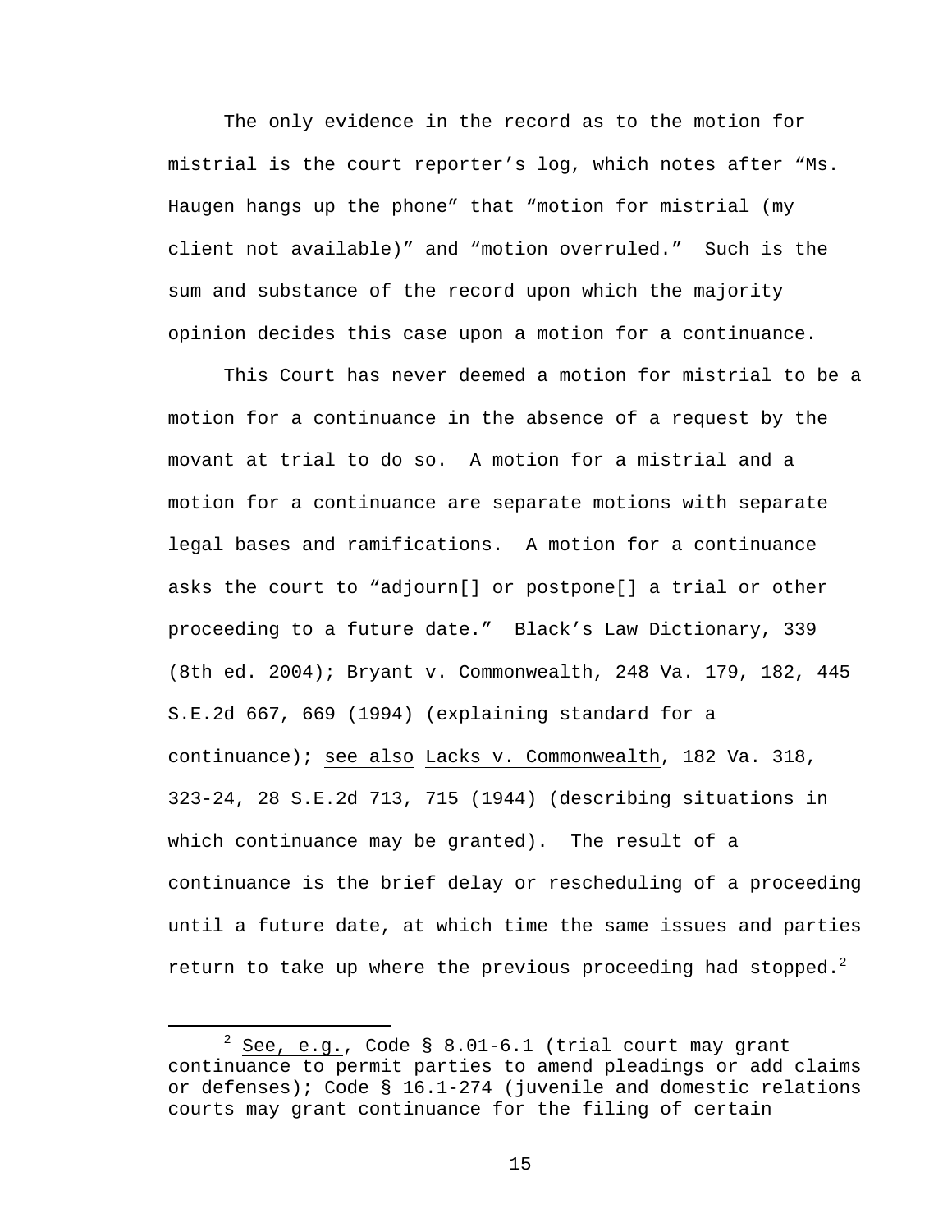The only evidence in the record as to the motion for mistrial is the court reporter's log, which notes after "Ms. Haugen hangs up the phone" that "motion for mistrial (my client not available)" and "motion overruled." Such is the sum and substance of the record upon which the majority opinion decides this case upon a motion for a continuance.

This Court has never deemed a motion for mistrial to be a motion for a continuance in the absence of a request by the movant at trial to do so. A motion for a mistrial and a motion for a continuance are separate motions with separate legal bases and ramifications. A motion for a continuance asks the court to "adjourn[] or postpone[] a trial or other proceeding to a future date." Black's Law Dictionary, 339 (8th ed. 2004); Bryant v. Commonwealth, 248 Va. 179, 182, 445 S.E.2d 667, 669 (1994) (explaining standard for a continuance); see also Lacks v. Commonwealth, 182 Va. 318, 323-24, 28 S.E.2d 713, 715 (1944) (describing situations in which continuance may be granted). The result of a continuance is the brief delay or rescheduling of a proceeding until a future date, at which time the same issues and parties return to take up where the previous proceeding had stopped.[2]

[2] See, e.g., Code § 8.01-6.1 (trial court may grant continuance to permit parties to amend pleadings or add claims or defenses); Code § 16.1-274 (juvenile and domestic relations courts may grant continuance for the filing of certain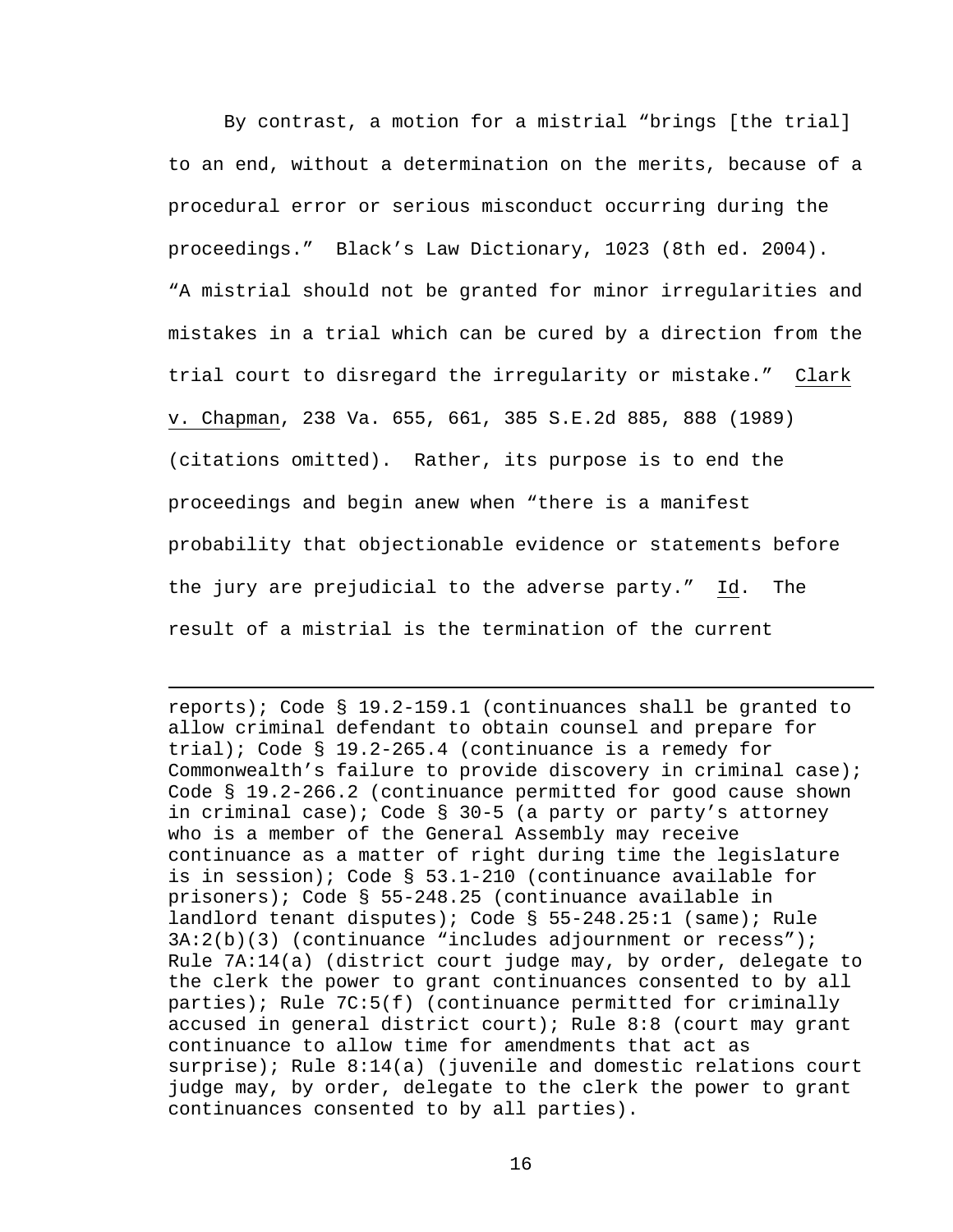By contrast, a motion for a mistrial "brings [the trial] to an end, without a determination on the merits, because of a procedural error or serious misconduct occurring during the proceedings." Black's Law Dictionary, 1023 (8th ed. 2004). "A mistrial should not be granted for minor irregularities and mistakes in a trial which can be cured by a direction from the trial court to disregard the irregularity or mistake." Clark v. Chapman, 238 Va. 655, 661, 385 S.E.2d 885, 888 (1989) (citations omitted). Rather, its purpose is to end the proceedings and begin anew when "there is a manifest probability that objectionable evidence or statements before the jury are prejudicial to the adverse party." Id. The result of a mistrial is the termination of the current

---

reports); Code § 19.2-159.1 (continuances shall be granted to allow criminal defendant to obtain counsel and prepare for trial); Code § 19.2-265.4 (continuance is a remedy for Commonwealth's failure to provide discovery in criminal case); Code § 19.2-266.2 (continuance permitted for good cause shown in criminal case); Code § 30-5 (a party or party's attorney who is a member of the General Assembly may receive continuance as a matter of right during time the legislature is in session); Code § 53.1-210 (continuance available for prisoners); Code § 55-248.25 (continuance available in landlord tenant disputes); Code § 55-248.25:1 (same); Rule 3A:2(b)(3) (continuance "includes adjournment or recess"); Rule 7A:14(a) (district court judge may, by order, delegate to the clerk the power to grant continuances consented to by all parties); Rule 7C:5(f) (continuance permitted for criminally accused in general district court); Rule 8:8 (court may grant continuance to allow time for amendments that act as surprise); Rule 8:14(a) (juvenile and domestic relations court judge may, by order, delegate to the clerk the power to grant continuances consented to by all parties).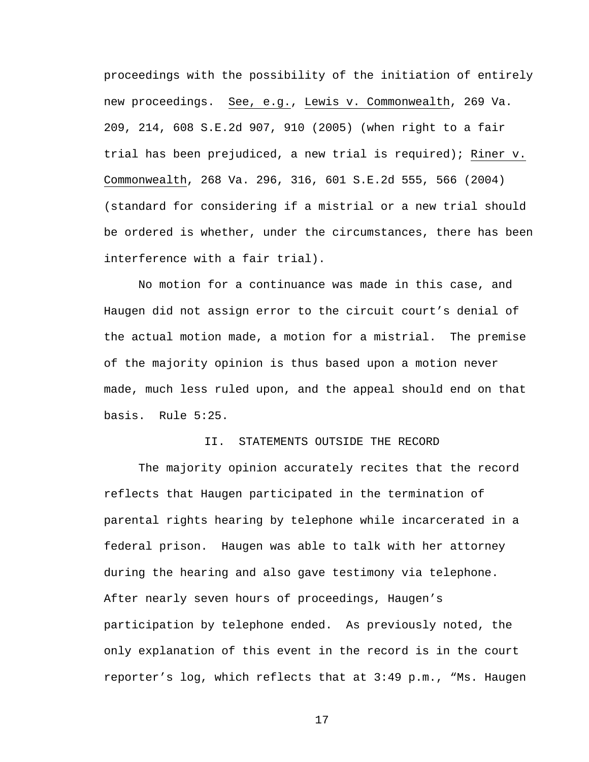proceedings with the possibility of the initiation of entirely new proceedings. See, e.g., Lewis v. Commonwealth, 269 Va. 209, 214, 608 S.E.2d 907, 910 (2005) (when right to a fair trial has been prejudiced, a new trial is required); Riner v. Commonwealth, 268 Va. 296, 316, 601 S.E.2d 555, 566 (2004) (standard for considering if a mistrial or a new trial should be ordered is whether, under the circumstances, there has been interference with a fair trial).

No motion for a continuance was made in this case, and Haugen did not assign error to the circuit court's denial of the actual motion made, a motion for a mistrial. The premise of the majority opinion is thus based upon a motion never made, much less ruled upon, and the appeal should end on that basis. Rule 5:25.

## II. STATEMENTS OUTSIDE THE RECORD

The majority opinion accurately recites that the record reflects that Haugen participated in the termination of parental rights hearing by telephone while incarcerated in a federal prison. Haugen was able to talk with her attorney during the hearing and also gave testimony via telephone. After nearly seven hours of proceedings, Haugen's participation by telephone ended. As previously noted, the only explanation of this event in the record is in the court reporter's log, which reflects that at 3:49 p.m., "Ms. Haugen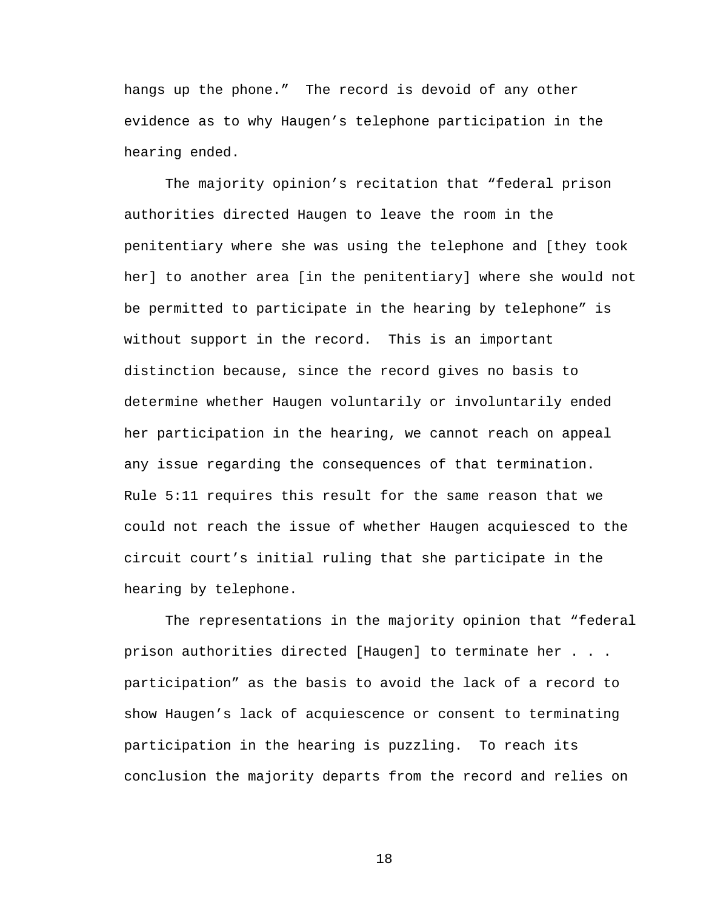hangs up the phone." The record is devoid of any other evidence as to why Haugen's telephone participation in the hearing ended.

The majority opinion's recitation that "federal prison authorities directed Haugen to leave the room in the penitentiary where she was using the telephone and [they took her] to another area [in the penitentiary] where she would not be permitted to participate in the hearing by telephone" is without support in the record. This is an important distinction because, since the record gives no basis to determine whether Haugen voluntarily or involuntarily ended her participation in the hearing, we cannot reach on appeal any issue regarding the consequences of that termination. Rule 5:11 requires this result for the same reason that we could not reach the issue of whether Haugen acquiesced to the circuit court's initial ruling that she participate in the hearing by telephone.

The representations in the majority opinion that "federal prison authorities directed [Haugen] to terminate her . . . participation" as the basis to avoid the lack of a record to show Haugen's lack of acquiescence or consent to terminating participation in the hearing is puzzling. To reach its conclusion the majority departs from the record and relies on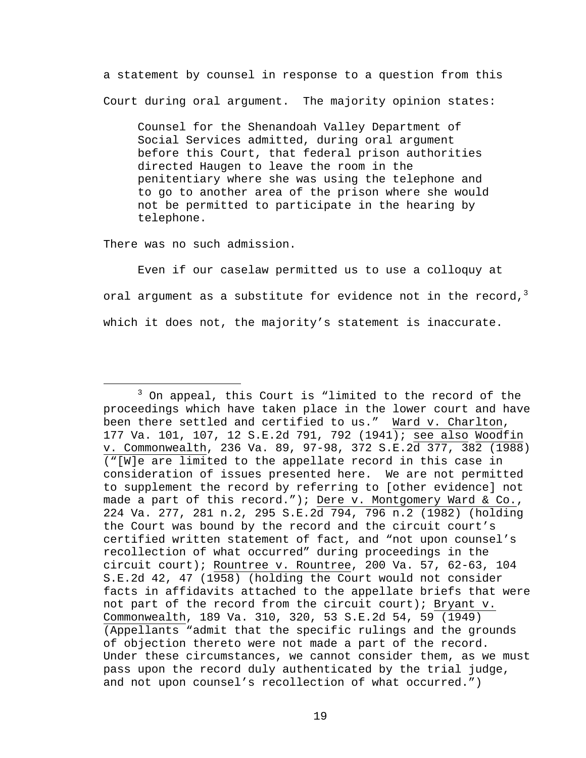a statement by counsel in response to a question from this Court during oral argument. The majority opinion states:

> Counsel for the Shenandoah Valley Department of Social Services admitted, during oral argument before this Court, that federal prison authorities directed Haugen to leave the room in the penitentiary where she was using the telephone and to go to another area of the prison where she would not be permitted to participate in the hearing by telephone.

There was no such admission.

Even if our caselaw permitted us to use a colloquy at oral argument as a substitute for evidence not in the record,[3] which it does not, the majority's statement is inaccurate.

---

[3] On appeal, this Court is "limited to the record of the proceedings which have taken place in the lower court and have been there settled and certified to us." Ward v. Charlton, 177 Va. 101, 107, 12 S.E.2d 791, 792 (1941); see also Woodfin v. Commonwealth, 236 Va. 89, 97-98, 372 S.E.2d 377, 382 (1988) ("[W]e are limited to the appellate record in this case in consideration of issues presented here. We are not permitted to supplement the record by referring to [other evidence] not made a part of this record."); Dere v. Montgomery Ward & Co., 224 Va. 277, 281 n.2, 295 S.E.2d 794, 796 n.2 (1982) (holding the Court was bound by the record and the circuit court's certified written statement of fact, and "not upon counsel's recollection of what occurred" during proceedings in the circuit court); Rountree v. Rountree, 200 Va. 57, 62-63, 104 S.E.2d 42, 47 (1958) (holding the Court would not consider facts in affidavits attached to the appellate briefs that were not part of the record from the circuit court); Bryant v. Commonwealth, 189 Va. 310, 320, 53 S.E.2d 54, 59 (1949) (Appellants "admit that the specific rulings and the grounds of objection thereto were not made a part of the record. Under these circumstances, we cannot consider them, as we must pass upon the record duly authenticated by the trial judge, and not upon counsel's recollection of what occurred.")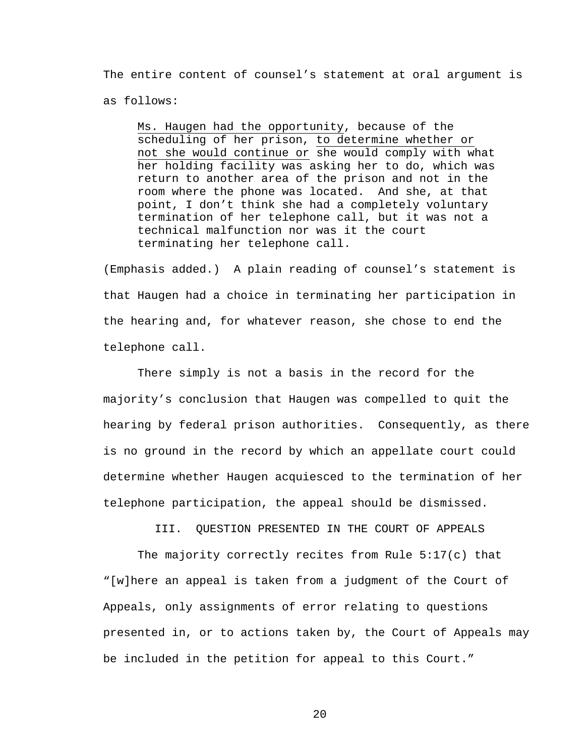The entire content of counsel's statement at oral argument is as follows:

> <u>Ms. Haugen had the opportunity</u>, because of the scheduling of her prison, <u>to determine whether or not she would continue or</u> she would comply with what her holding facility was asking her to do, which was return to another area of the prison and not in the room where the phone was located. And she, at that point, I don't think she had a completely voluntary termination of her telephone call, but it was not a technical malfunction nor was it the court terminating her telephone call.

(Emphasis added.) A plain reading of counsel's statement is that Haugen had a choice in terminating her participation in the hearing and, for whatever reason, she chose to end the telephone call.

There simply is not a basis in the record for the majority's conclusion that Haugen was compelled to quit the hearing by federal prison authorities. Consequently, as there is no ground in the record by which an appellate court could determine whether Haugen acquiesced to the termination of her telephone participation, the appeal should be dismissed.

### III. QUESTION PRESENTED IN THE COURT OF APPEALS

The majority correctly recites from Rule 5:17(c) that "[w]here an appeal is taken from a judgment of the Court of Appeals, only assignments of error relating to questions presented in, or to actions taken by, the Court of Appeals may be included in the petition for appeal to this Court."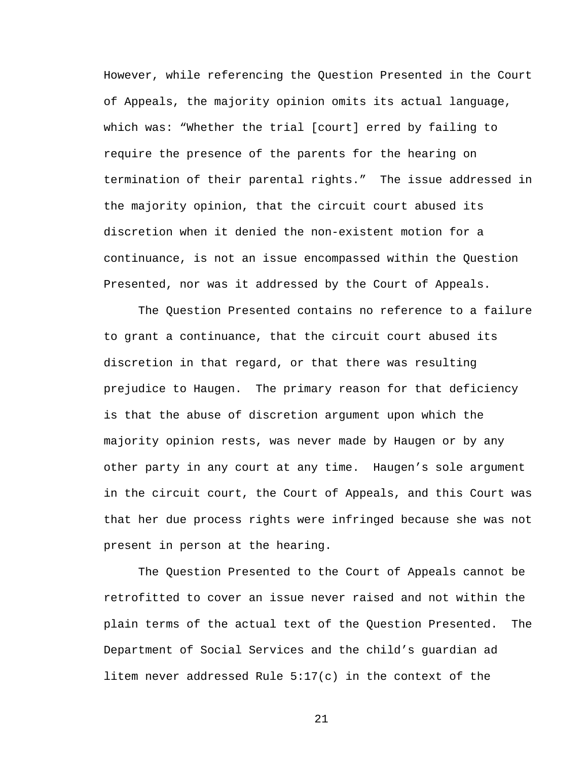However, while referencing the Question Presented in the Court of Appeals, the majority opinion omits its actual language, which was: "Whether the trial [court] erred by failing to require the presence of the parents for the hearing on termination of their parental rights." The issue addressed in the majority opinion, that the circuit court abused its discretion when it denied the non-existent motion for a continuance, is not an issue encompassed within the Question Presented, nor was it addressed by the Court of Appeals.

The Question Presented contains no reference to a failure to grant a continuance, that the circuit court abused its discretion in that regard, or that there was resulting prejudice to Haugen. The primary reason for that deficiency is that the abuse of discretion argument upon which the majority opinion rests, was never made by Haugen or by any other party in any court at any time. Haugen's sole argument in the circuit court, the Court of Appeals, and this Court was that her due process rights were infringed because she was not present in person at the hearing.

The Question Presented to the Court of Appeals cannot be retrofitted to cover an issue never raised and not within the plain terms of the actual text of the Question Presented. The Department of Social Services and the child's guardian ad litem never addressed Rule 5:17(c) in the context of the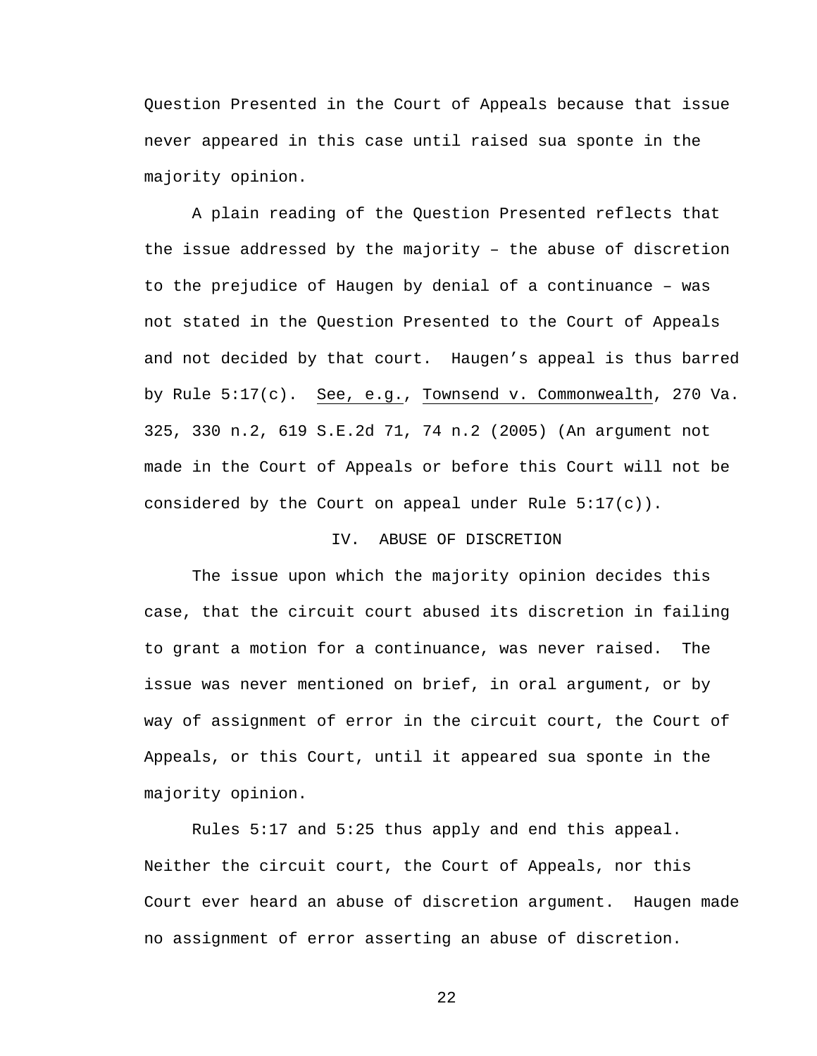Question Presented in the Court of Appeals because that issue never appeared in this case until raised sua sponte in the majority opinion.

A plain reading of the Question Presented reflects that the issue addressed by the majority – the abuse of discretion to the prejudice of Haugen by denial of a continuance – was not stated in the Question Presented to the Court of Appeals and not decided by that court. Haugen's appeal is thus barred by Rule 5:17(c). See, e.g., Townsend v. Commonwealth, 270 Va. 325, 330 n.2, 619 S.E.2d 71, 74 n.2 (2005) (An argument not made in the Court of Appeals or before this Court will not be considered by the Court on appeal under Rule 5:17(c)).

## IV. ABUSE OF DISCRETION

The issue upon which the majority opinion decides this case, that the circuit court abused its discretion in failing to grant a motion for a continuance, was never raised. The issue was never mentioned on brief, in oral argument, or by way of assignment of error in the circuit court, the Court of Appeals, or this Court, until it appeared sua sponte in the majority opinion.

Rules 5:17 and 5:25 thus apply and end this appeal. Neither the circuit court, the Court of Appeals, nor this Court ever heard an abuse of discretion argument. Haugen made no assignment of error asserting an abuse of discretion.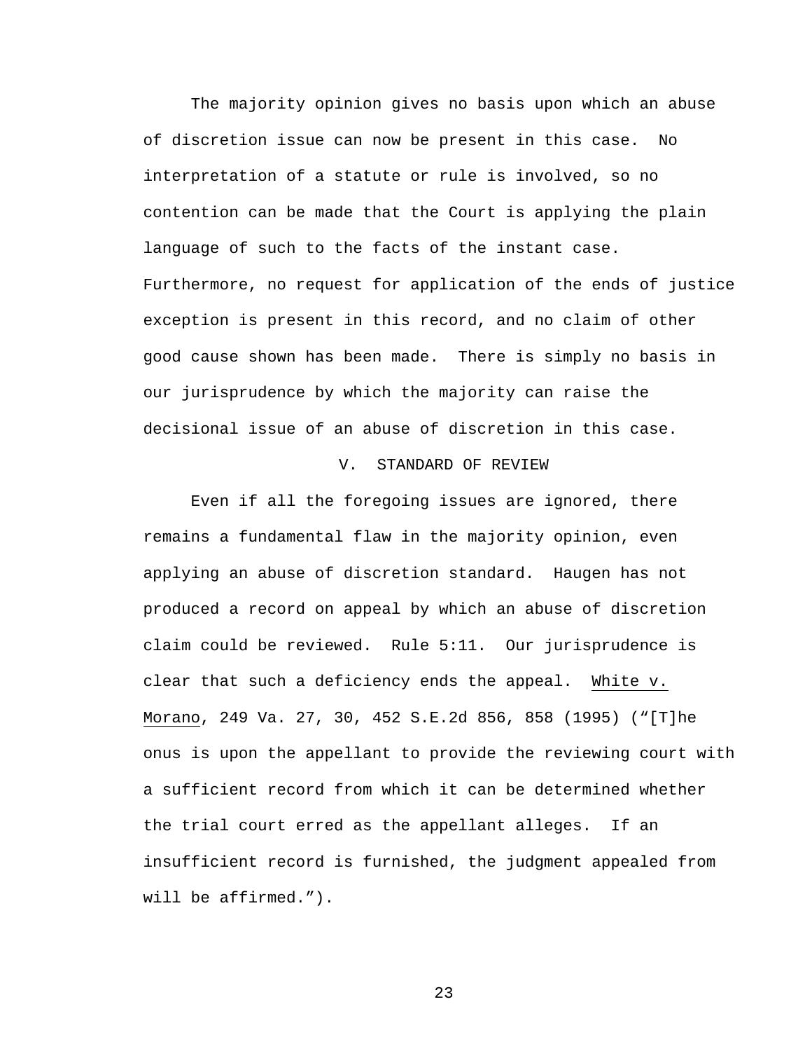The majority opinion gives no basis upon which an abuse of discretion issue can now be present in this case. No interpretation of a statute or rule is involved, so no contention can be made that the Court is applying the plain language of such to the facts of the instant case. Furthermore, no request for application of the ends of justice exception is present in this record, and no claim of other good cause shown has been made. There is simply no basis in our jurisprudence by which the majority can raise the decisional issue of an abuse of discretion in this case.

## V. STANDARD OF REVIEW

Even if all the foregoing issues are ignored, there remains a fundamental flaw in the majority opinion, even applying an abuse of discretion standard. Haugen has not produced a record on appeal by which an abuse of discretion claim could be reviewed. Rule 5:11. Our jurisprudence is clear that such a deficiency ends the appeal. White v. Morano, 249 Va. 27, 30, 452 S.E.2d 856, 858 (1995) ("[T]he onus is upon the appellant to provide the reviewing court with a sufficient record from which it can be determined whether the trial court erred as the appellant alleges. If an insufficient record is furnished, the judgment appealed from will be affirmed.").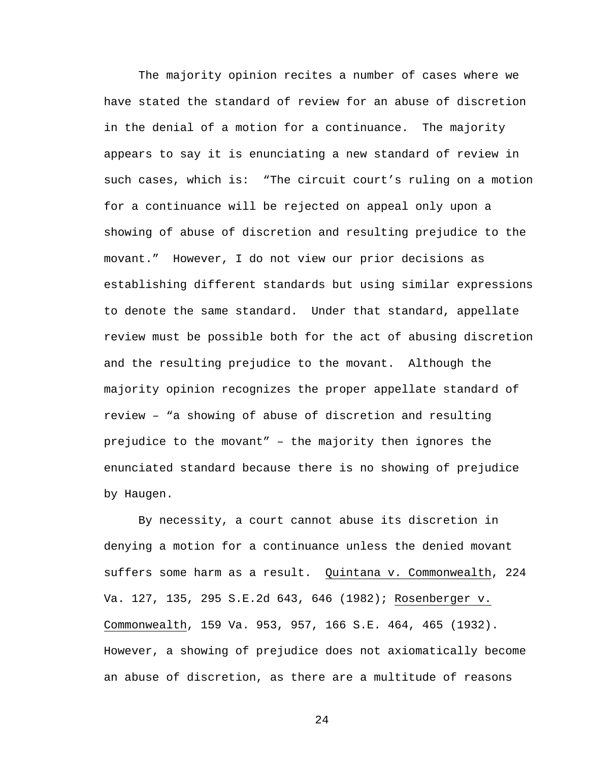The majority opinion recites a number of cases where we have stated the standard of review for an abuse of discretion in the denial of a motion for a continuance. The majority appears to say it is enunciating a new standard of review in such cases, which is: "The circuit court's ruling on a motion for a continuance will be rejected on appeal only upon a showing of abuse of discretion and resulting prejudice to the movant." However, I do not view our prior decisions as establishing different standards but using similar expressions to denote the same standard. Under that standard, appellate review must be possible both for the act of abusing discretion and the resulting prejudice to the movant. Although the majority opinion recognizes the proper appellate standard of review – "a showing of abuse of discretion and resulting prejudice to the movant" – the majority then ignores the enunciated standard because there is no showing of prejudice by Haugen.

By necessity, a court cannot abuse its discretion in denying a motion for a continuance unless the denied movant suffers some harm as a result. Quintana v. Commonwealth, 224 Va. 127, 135, 295 S.E.2d 643, 646 (1982); Rosenberger v. Commonwealth, 159 Va. 953, 957, 166 S.E. 464, 465 (1932). However, a showing of prejudice does not axiomatically become an abuse of discretion, as there are a multitude of reasons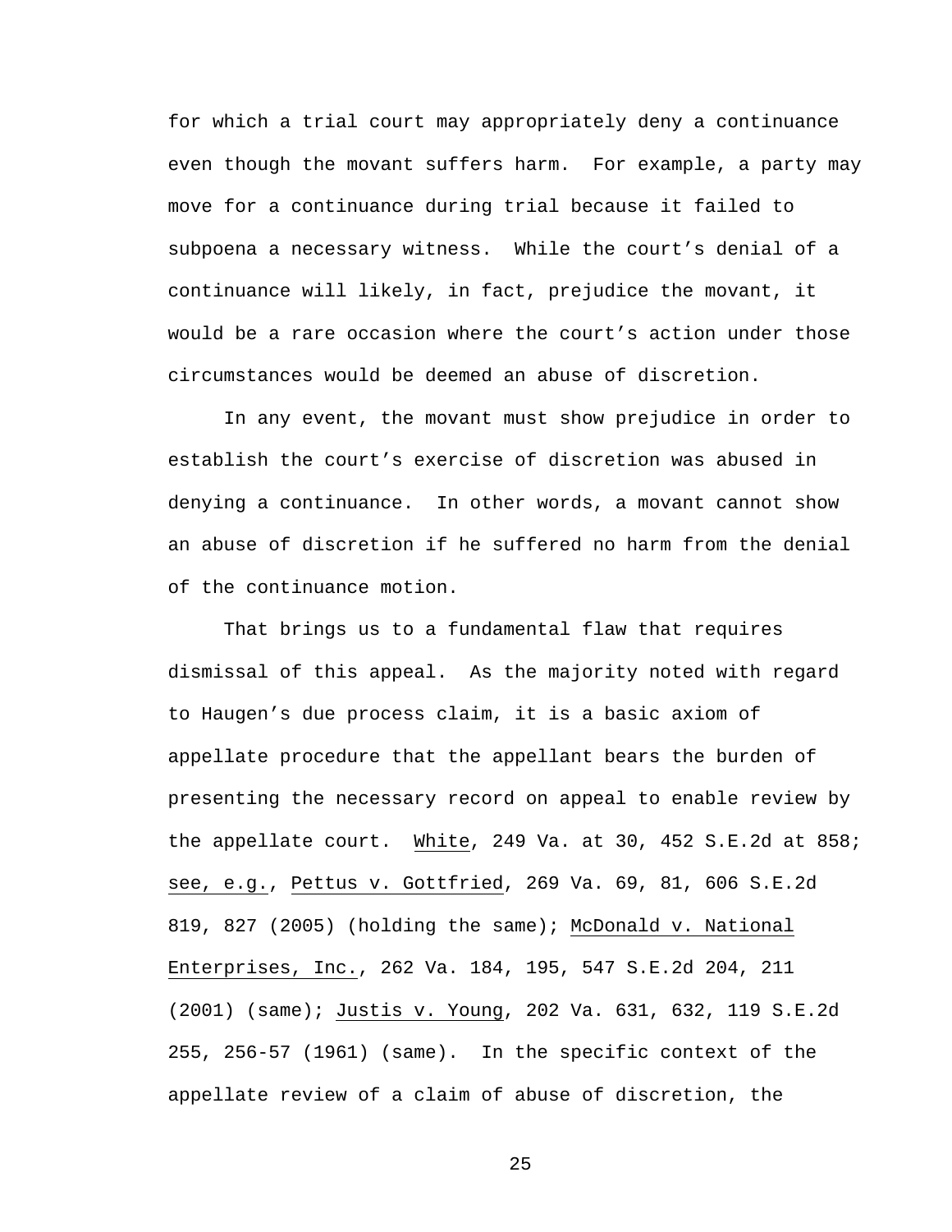for which a trial court may appropriately deny a continuance even though the movant suffers harm. For example, a party may move for a continuance during trial because it failed to subpoena a necessary witness. While the court's denial of a continuance will likely, in fact, prejudice the movant, it would be a rare occasion where the court's action under those circumstances would be deemed an abuse of discretion.

In any event, the movant must show prejudice in order to establish the court's exercise of discretion was abused in denying a continuance. In other words, a movant cannot show an abuse of discretion if he suffered no harm from the denial of the continuance motion.

That brings us to a fundamental flaw that requires dismissal of this appeal. As the majority noted with regard to Haugen's due process claim, it is a basic axiom of appellate procedure that the appellant bears the burden of presenting the necessary record on appeal to enable review by the appellate court. White, 249 Va. at 30, 452 S.E.2d at 858; see, e.g., Pettus v. Gottfried, 269 Va. 69, 81, 606 S.E.2d 819, 827 (2005) (holding the same); McDonald v. National Enterprises, Inc., 262 Va. 184, 195, 547 S.E.2d 204, 211 (2001) (same); Justis v. Young, 202 Va. 631, 632, 119 S.E.2d 255, 256-57 (1961) (same). In the specific context of the appellate review of a claim of abuse of discretion, the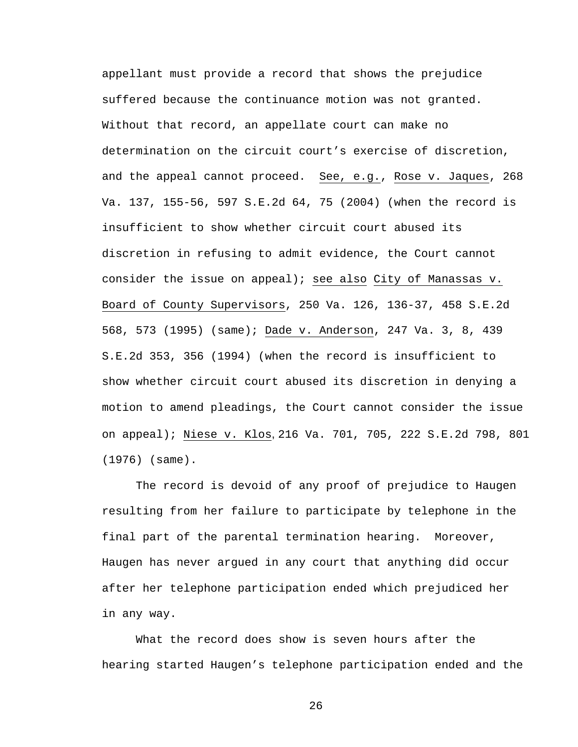appellant must provide a record that shows the prejudice suffered because the continuance motion was not granted. Without that record, an appellate court can make no determination on the circuit court's exercise of discretion, and the appeal cannot proceed. See, e.g., Rose v. Jaques, 268 Va. 137, 155-56, 597 S.E.2d 64, 75 (2004) (when the record is insufficient to show whether circuit court abused its discretion in refusing to admit evidence, the Court cannot consider the issue on appeal); see also City of Manassas v. Board of County Supervisors, 250 Va. 126, 136-37, 458 S.E.2d 568, 573 (1995) (same); Dade v. Anderson, 247 Va. 3, 8, 439 S.E.2d 353, 356 (1994) (when the record is insufficient to show whether circuit court abused its discretion in denying a motion to amend pleadings, the Court cannot consider the issue on appeal); Niese v. Klos, 216 Va. 701, 705, 222 S.E.2d 798, 801 (1976) (same).

The record is devoid of any proof of prejudice to Haugen resulting from her failure to participate by telephone in the final part of the parental termination hearing. Moreover, Haugen has never argued in any court that anything did occur after her telephone participation ended which prejudiced her in any way.

What the record does show is seven hours after the hearing started Haugen's telephone participation ended and the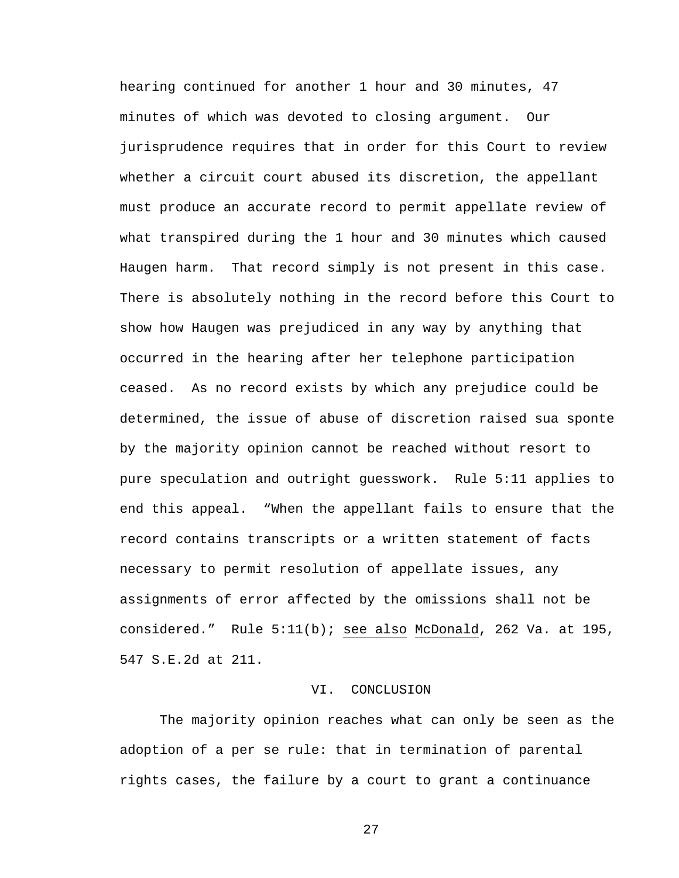hearing continued for another 1 hour and 30 minutes, 47 minutes of which was devoted to closing argument. Our jurisprudence requires that in order for this Court to review whether a circuit court abused its discretion, the appellant must produce an accurate record to permit appellate review of what transpired during the 1 hour and 30 minutes which caused Haugen harm. That record simply is not present in this case. There is absolutely nothing in the record before this Court to show how Haugen was prejudiced in any way by anything that occurred in the hearing after her telephone participation ceased. As no record exists by which any prejudice could be determined, the issue of abuse of discretion raised sua sponte by the majority opinion cannot be reached without resort to pure speculation and outright guesswork. Rule 5:11 applies to end this appeal. "When the appellant fails to ensure that the record contains transcripts or a written statement of facts necessary to permit resolution of appellate issues, any assignments of error affected by the omissions shall not be considered." Rule 5:11(b); see also McDonald, 262 Va. at 195, 547 S.E.2d at 211.

## VI. CONCLUSION

The majority opinion reaches what can only be seen as the adoption of a per se rule: that in termination of parental rights cases, the failure by a court to grant a continuance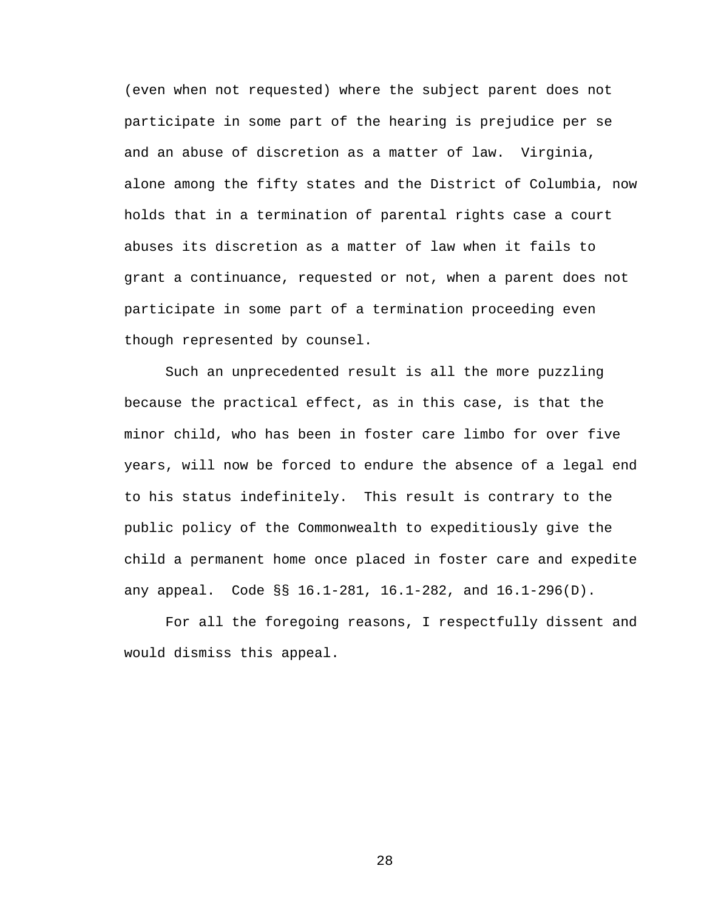(even when not requested) where the subject parent does not participate in some part of the hearing is prejudice per se and an abuse of discretion as a matter of law. Virginia, alone among the fifty states and the District of Columbia, now holds that in a termination of parental rights case a court abuses its discretion as a matter of law when it fails to grant a continuance, requested or not, when a parent does not participate in some part of a termination proceeding even though represented by counsel.

Such an unprecedented result is all the more puzzling because the practical effect, as in this case, is that the minor child, who has been in foster care limbo for over five years, will now be forced to endure the absence of a legal end to his status indefinitely. This result is contrary to the public policy of the Commonwealth to expeditiously give the child a permanent home once placed in foster care and expedite any appeal. Code §§ 16.1-281, 16.1-282, and 16.1-296(D).

For all the foregoing reasons, I respectfully dissent and would dismiss this appeal.